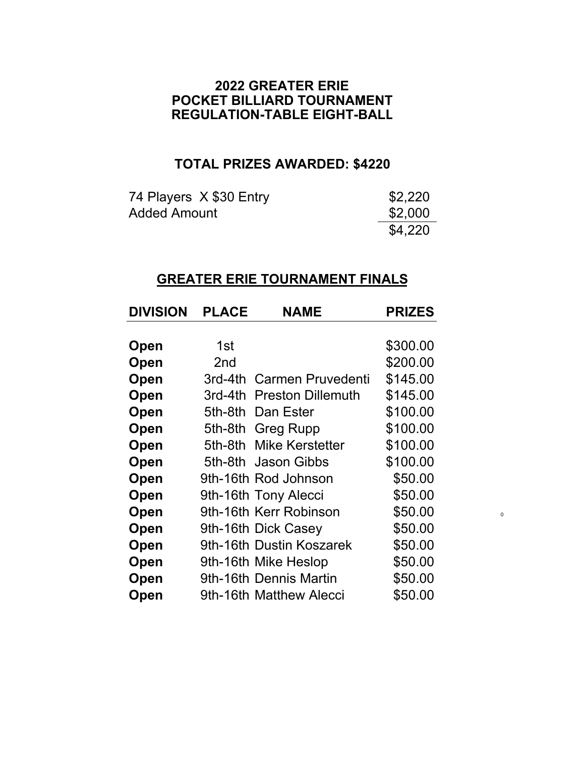# 2022 GREATER ERIE
# POCKET BILLIARD TOURNAMENT
# REGULATION-TABLE EIGHT-BALL

## TOTAL PRIZES AWARDED: $4220

| | |
|---|---:|
| 74 Players X $30 Entry | $2,220 |
| Added Amount | $2,000 |
| | $4,220 |

## GREATER ERIE TOURNAMENT FINALS

| DIVISION | PLACE | NAME | PRIZES |
|---|---|---|---:|
| **Open** | 1st | | $300.00 |
| **Open** | 2nd | | $200.00 |
| **Open** | 3rd-4th | Carmen Pruvedenti | $145.00 |
| **Open** | 3rd-4th | Preston Dillemuth | $145.00 |
| **Open** | 5th-8th | Dan Ester | $100.00 |
| **Open** | 5th-8th | Greg Rupp | $100.00 |
| **Open** | 5th-8th | Mike Kerstetter | $100.00 |
| **Open** | 5th-8th | Jason Gibbs | $100.00 |
| **Open** | 9th-16th | Rod Johnson | $50.00 |
| **Open** | 9th-16th | Tony Alecci | $50.00 |
| **Open** | 9th-16th | Kerr Robinson | $50.00 |
| **Open** | 9th-16th | Dick Casey | $50.00 |
| **Open** | 9th-16th | Dustin Koszarek | $50.00 |
| **Open** | 9th-16th | Mike Heslop | $50.00 |
| **Open** | 9th-16th | Dennis Martin | $50.00 |
| **Open** | 9th-16th | Matthew Alecci | $50.00 |

0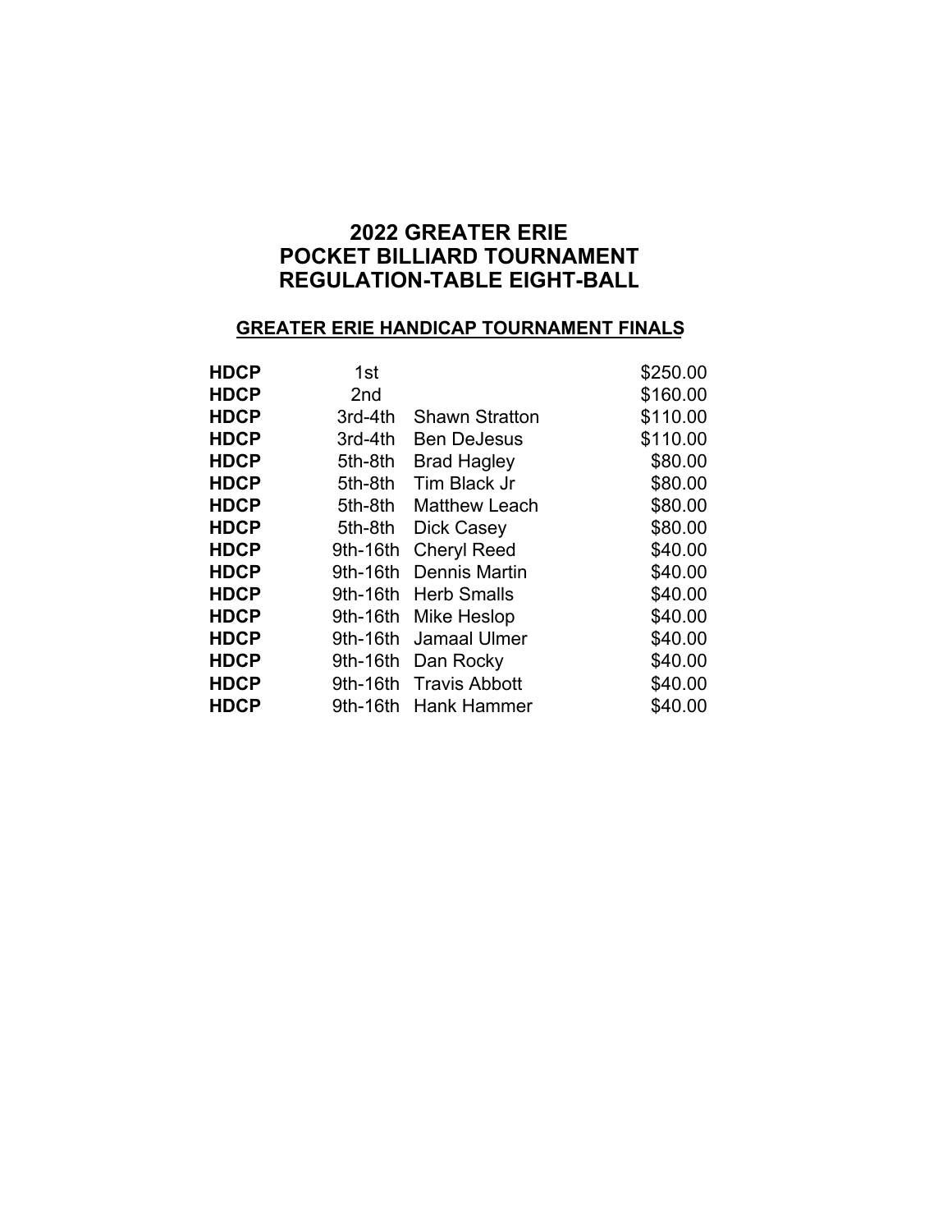# 2022 GREATER ERIE
# POCKET BILLIARD TOURNAMENT
# REGULATION-TABLE EIGHT-BALL

## GREATER ERIE HANDICAP TOURNAMENT FINALS

| | | | |
|---|---|---|---|
| **HDCP** | 1st | | $250.00 |
| **HDCP** | 2nd | | $160.00 |
| **HDCP** | 3rd-4th | Shawn Stratton | $110.00 |
| **HDCP** | 3rd-4th | Ben DeJesus | $110.00 |
| **HDCP** | 5th-8th | Brad Hagley | $80.00 |
| **HDCP** | 5th-8th | Tim Black Jr | $80.00 |
| **HDCP** | 5th-8th | Matthew Leach | $80.00 |
| **HDCP** | 5th-8th | Dick Casey | $80.00 |
| **HDCP** | 9th-16th | Cheryl Reed | $40.00 |
| **HDCP** | 9th-16th | Dennis Martin | $40.00 |
| **HDCP** | 9th-16th | Herb Smalls | $40.00 |
| **HDCP** | 9th-16th | Mike Heslop | $40.00 |
| **HDCP** | 9th-16th | Jamaal Ulmer | $40.00 |
| **HDCP** | 9th-16th | Dan Rocky | $40.00 |
| **HDCP** | 9th-16th | Travis Abbott | $40.00 |
| **HDCP** | 9th-16th | Hank Hammer | $40.00 |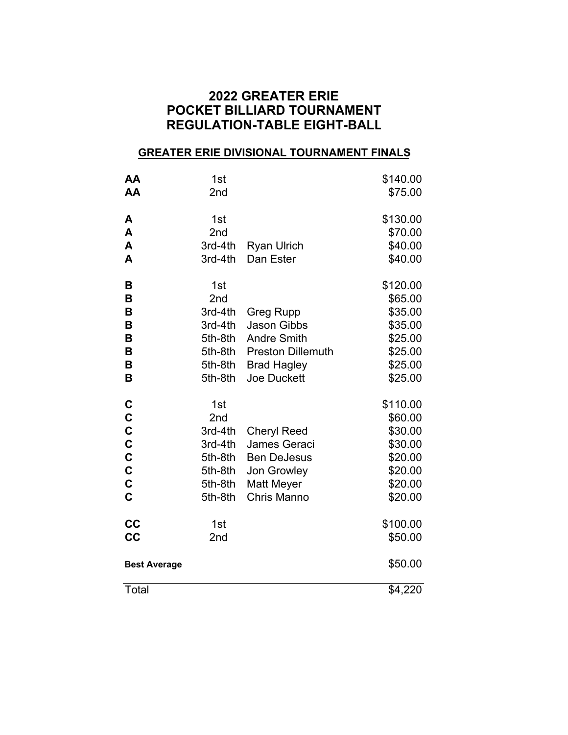# 2022 GREATER ERIE
# POCKET BILLIARD TOURNAMENT
# REGULATION-TABLE EIGHT-BALL

## GREATER ERIE DIVISIONAL TOURNAMENT FINALS

| | | | |
|---|---|---|---|
| **AA** | 1st | | $140.00 |
| **AA** | 2nd | | $75.00 |
| **A** | 1st | | $130.00 |
| **A** | 2nd | | $70.00 |
| **A** | 3rd-4th | Ryan Ulrich | $40.00 |
| **A** | 3rd-4th | Dan Ester | $40.00 |
| **B** | 1st | | $120.00 |
| **B** | 2nd | | $65.00 |
| **B** | 3rd-4th | Greg Rupp | $35.00 |
| **B** | 3rd-4th | Jason Gibbs | $35.00 |
| **B** | 5th-8th | Andre Smith | $25.00 |
| **B** | 5th-8th | Preston Dillemuth | $25.00 |
| **B** | 5th-8th | Brad Hagley | $25.00 |
| **B** | 5th-8th | Joe Duckett | $25.00 |
| **C** | 1st | | $110.00 |
| **C** | 2nd | | $60.00 |
| **C** | 3rd-4th | Cheryl Reed | $30.00 |
| **C** | 3rd-4th | James Geraci | $30.00 |
| **C** | 5th-8th | Ben DeJesus | $20.00 |
| **C** | 5th-8th | Jon Growley | $20.00 |
| **C** | 5th-8th | Matt Meyer | $20.00 |
| **C** | 5th-8th | Chris Manno | $20.00 |
| **CC** | 1st | | $100.00 |
| **CC** | 2nd | | $50.00 |
| **Best Average** | | | $50.00 |
| Total | | | $4,220 |